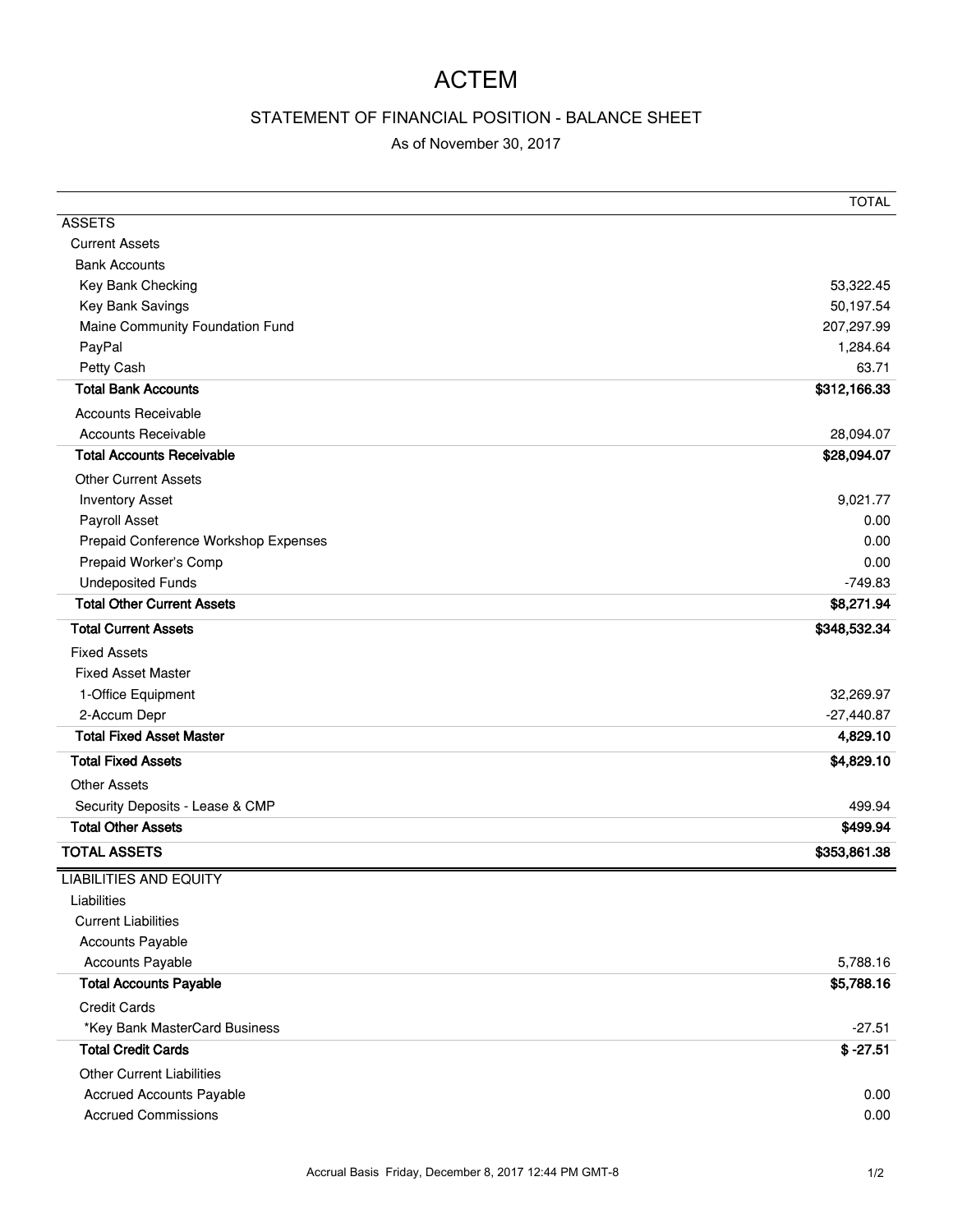# ACTEM

## STATEMENT OF FINANCIAL POSITION - BALANCE SHEET

As of November 30, 2017

| | TOTAL |
|---|---|
| ASSETS | |
| Current Assets | |
| Bank Accounts | |
| Key Bank Checking | 53,322.45 |
| Key Bank Savings | 50,197.54 |
| Maine Community Foundation Fund | 207,297.99 |
| PayPal | 1,284.64 |
| Petty Cash | 63.71 |
| **Total Bank Accounts** | **$312,166.33** |
| Accounts Receivable | |
| Accounts Receivable | 28,094.07 |
| **Total Accounts Receivable** | **$28,094.07** |
| Other Current Assets | |
| Inventory Asset | 9,021.77 |
| Payroll Asset | 0.00 |
| Prepaid Conference Workshop Expenses | 0.00 |
| Prepaid Worker's Comp | 0.00 |
| Undeposited Funds | -749.83 |
| **Total Other Current Assets** | **$8,271.94** |
| **Total Current Assets** | **$348,532.34** |
| Fixed Assets | |
| Fixed Asset Master | |
| 1-Office Equipment | 32,269.97 |
| 2-Accum Depr | -27,440.87 |
| **Total Fixed Asset Master** | **4,829.10** |
| **Total Fixed Assets** | **$4,829.10** |
| Other Assets | |
| Security Deposits - Lease & CMP | 499.94 |
| **Total Other Assets** | **$499.94** |
| **TOTAL ASSETS** | **$353,861.38** |
| LIABILITIES AND EQUITY | |
| Liabilities | |
| Current Liabilities | |
| Accounts Payable | |
| Accounts Payable | 5,788.16 |
| **Total Accounts Payable** | **$5,788.16** |
| Credit Cards | |
| *Key Bank MasterCard Business | -27.51 |
| **Total Credit Cards** | **$ -27.51** |
| Other Current Liabilities | |
| Accrued Accounts Payable | 0.00 |
| Accrued Commissions | 0.00 |

Accrual Basis Friday, December 8, 2017 12:44 PM GMT-8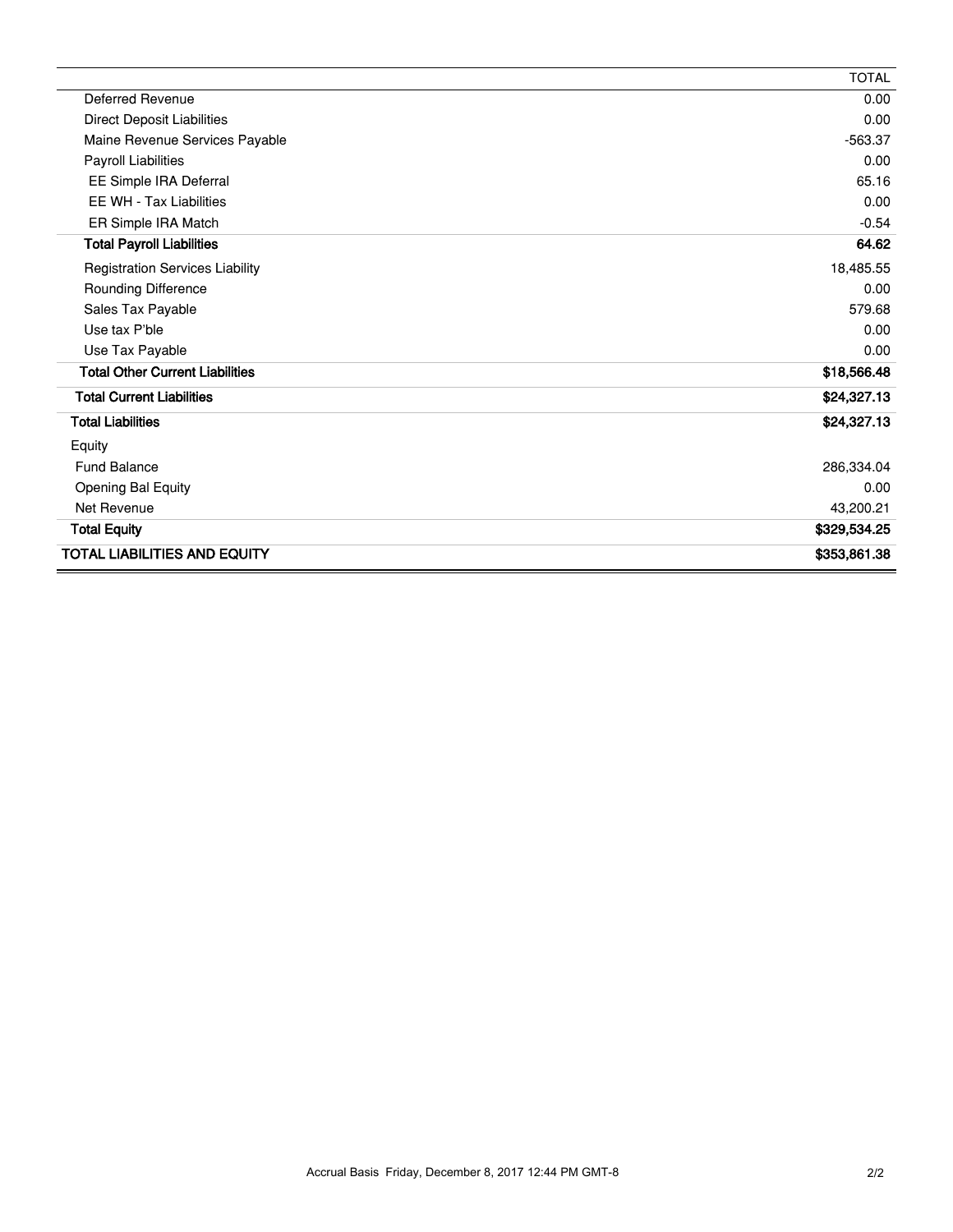| | TOTAL |
|---|---|
| Deferred Revenue | 0.00 |
| Direct Deposit Liabilities | 0.00 |
| Maine Revenue Services Payable | -563.37 |
| Payroll Liabilities | 0.00 |
| EE Simple IRA Deferral | 65.16 |
| EE WH - Tax Liabilities | 0.00 |
| ER Simple IRA Match | -0.54 |
| **Total Payroll Liabilities** | **64.62** |
| Registration Services Liability | 18,485.55 |
| Rounding Difference | 0.00 |
| Sales Tax Payable | 579.68 |
| Use tax P'ble | 0.00 |
| Use Tax Payable | 0.00 |
| **Total Other Current Liabilities** | **$18,566.48** |
| **Total Current Liabilities** | **$24,327.13** |
| **Total Liabilities** | **$24,327.13** |
| Equity | |
| Fund Balance | 286,334.04 |
| Opening Bal Equity | 0.00 |
| Net Revenue | 43,200.21 |
| **Total Equity** | **$329,534.25** |
| **TOTAL LIABILITIES AND EQUITY** | **$353,861.38** |

Accrual Basis Friday, December 8, 2017 12:44 PM GMT-8